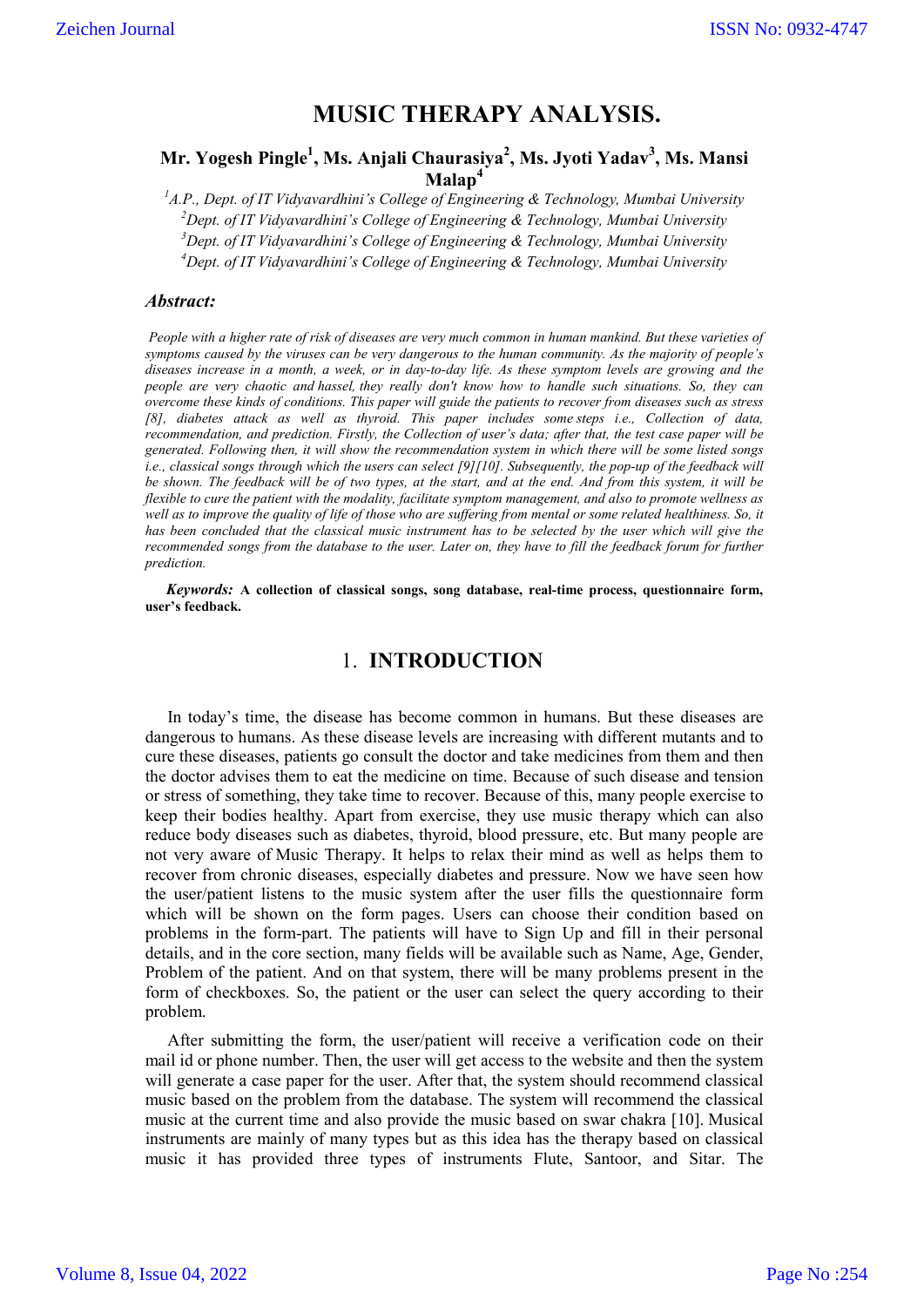# MUSIC THERAPY ANALYSIS.

**Mr. Yogesh Pingle[1], Ms. Anjali Chaurasiya[2], Ms. Jyoti Yadav[3], Ms. Mansi Malap[4]**

*[1]A.P., Dept. of IT Vidyavardhini's College of Engineering & Technology, Mumbai University*

*[2]Dept. of IT Vidyavardhini's College of Engineering & Technology, Mumbai University*

*[3]Dept. of IT Vidyavardhini's College of Engineering & Technology, Mumbai University*

*[4]Dept. of IT Vidyavardhini's College of Engineering & Technology, Mumbai University*

## *Abstract:*

*People with a higher rate of risk of diseases are very much common in human mankind. But these varieties of symptoms caused by the viruses can be very dangerous to the human community. As the majority of people's diseases increase in a month, a week, or in day-to-day life. As these symptom levels are growing and the people are very chaotic and hassel, they really don't know how to handle such situations. So, they can overcome these kinds of conditions. This paper will guide the patients to recover from diseases such as stress [8], diabetes attack as well as thyroid. This paper includes some steps i.e., Collection of data, recommendation, and prediction. Firstly, the Collection of user's data; after that, the test case paper will be generated. Following then, it will show the recommendation system in which there will be some listed songs i.e., classical songs through which the users can select [9][10]. Subsequently, the pop-up of the feedback will be shown. The feedback will be of two types, at the start, and at the end. And from this system, it will be flexible to cure the patient with the modality, facilitate symptom management, and also to promote wellness as well as to improve the quality of life of those who are suffering from mental or some related healthiness. So, it has been concluded that the classical music instrument has to be selected by the user which will give the recommended songs from the database to the user. Later on, they have to fill the feedback forum for further prediction.*

***Keywords:*** **A collection of classical songs, song database, real-time process, questionnaire form, user's feedback.**

## 1. INTRODUCTION

In today's time, the disease has become common in humans. But these diseases are dangerous to humans. As these disease levels are increasing with different mutants and to cure these diseases, patients go consult the doctor and take medicines from them and then the doctor advises them to eat the medicine on time. Because of such disease and tension or stress of something, they take time to recover. Because of this, many people exercise to keep their bodies healthy. Apart from exercise, they use music therapy which can also reduce body diseases such as diabetes, thyroid, blood pressure, etc. But many people are not very aware of Music Therapy. It helps to relax their mind as well as helps them to recover from chronic diseases, especially diabetes and pressure. Now we have seen how the user/patient listens to the music system after the user fills the questionnaire form which will be shown on the form pages. Users can choose their condition based on problems in the form-part. The patients will have to Sign Up and fill in their personal details, and in the core section, many fields will be available such as Name, Age, Gender, Problem of the patient. And on that system, there will be many problems present in the form of checkboxes. So, the patient or the user can select the query according to their problem.

After submitting the form, the user/patient will receive a verification code on their mail id or phone number. Then, the user will get access to the website and then the system will generate a case paper for the user. After that, the system should recommend classical music based on the problem from the database. The system will recommend the classical music at the current time and also provide the music based on swar chakra [10]. Musical instruments are mainly of many types but as this idea has the therapy based on classical music it has provided three types of instruments Flute, Santoor, and Sitar. The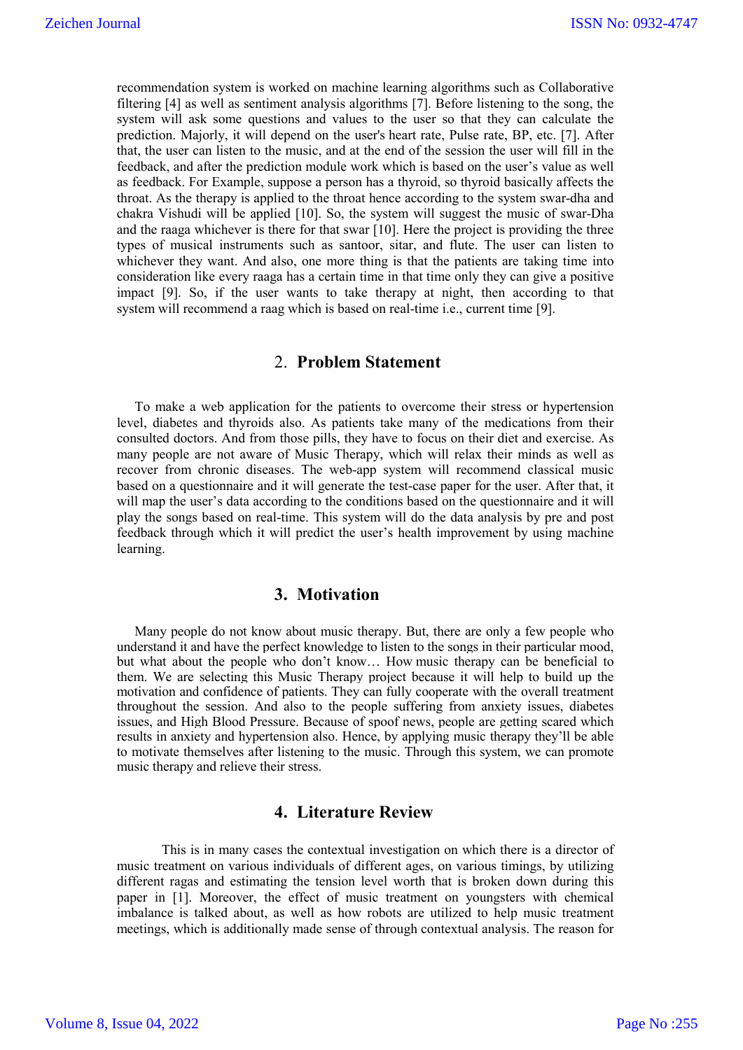recommendation system is worked on machine learning algorithms such as Collaborative filtering [4] as well as sentiment analysis algorithms [7]. Before listening to the song, the system will ask some questions and values to the user so that they can calculate the prediction. Majorly, it will depend on the user's heart rate, Pulse rate, BP, etc. [7]. After that, the user can listen to the music, and at the end of the session the user will fill in the feedback, and after the prediction module work which is based on the user's value as well as feedback. For Example, suppose a person has a thyroid, so thyroid basically affects the throat. As the therapy is applied to the throat hence according to the system swar-dha and chakra Vishudi will be applied [10]. So, the system will suggest the music of swar-Dha and the raaga whichever is there for that swar [10]. Here the project is providing the three types of musical instruments such as santoor, sitar, and flute. The user can listen to whichever they want. And also, one more thing is that the patients are taking time into consideration like every raaga has a certain time in that time only they can give a positive impact [9]. So, if the user wants to take therapy at night, then according to that system will recommend a raag which is based on real-time i.e., current time [9].

## 2. Problem Statement

To make a web application for the patients to overcome their stress or hypertension level, diabetes and thyroids also. As patients take many of the medications from their consulted doctors. And from those pills, they have to focus on their diet and exercise. As many people are not aware of Music Therapy, which will relax their minds as well as recover from chronic diseases. The web-app system will recommend classical music based on a questionnaire and it will generate the test-case paper for the user. After that, it will map the user's data according to the conditions based on the questionnaire and it will play the songs based on real-time. This system will do the data analysis by pre and post feedback through which it will predict the user's health improvement by using machine learning.

## 3. Motivation

Many people do not know about music therapy. But, there are only a few people who understand it and have the perfect knowledge to listen to the songs in their particular mood, but what about the people who don't know… How music therapy can be beneficial to them. We are selecting this Music Therapy project because it will help to build up the motivation and confidence of patients. They can fully cooperate with the overall treatment throughout the session. And also to the people suffering from anxiety issues, diabetes issues, and High Blood Pressure. Because of spoof news, people are getting scared which results in anxiety and hypertension also. Hence, by applying music therapy they'll be able to motivate themselves after listening to the music. Through this system, we can promote music therapy and relieve their stress.

## 4. Literature Review

This is in many cases the contextual investigation on which there is a director of music treatment on various individuals of different ages, on various timings, by utilizing different ragas and estimating the tension level worth that is broken down during this paper in [1]. Moreover, the effect of music treatment on youngsters with chemical imbalance is talked about, as well as how robots are utilized to help music treatment meetings, which is additionally made sense of through contextual analysis. The reason for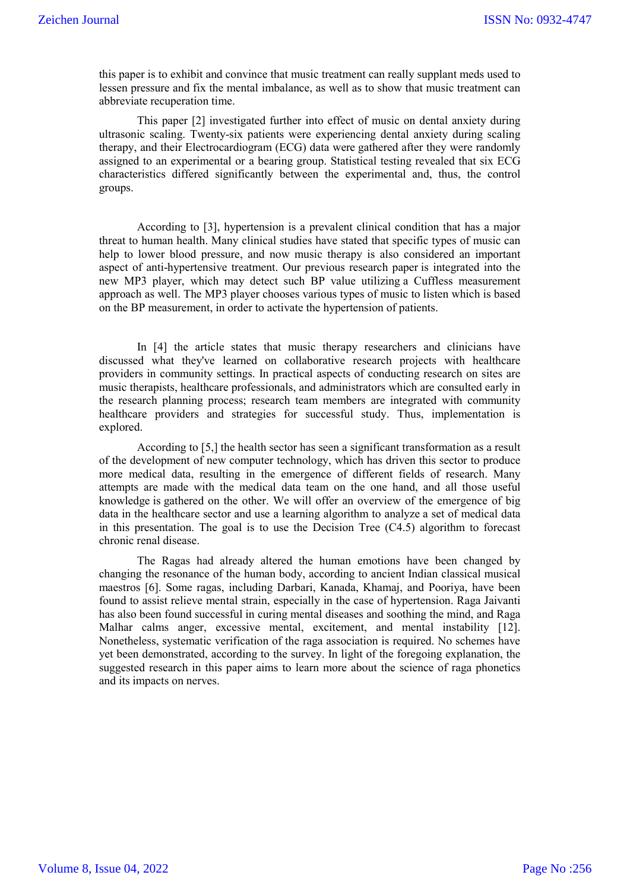this paper is to exhibit and convince that music treatment can really supplant meds used to lessen pressure and fix the mental imbalance, as well as to show that music treatment can abbreviate recuperation time.

This paper [2] investigated further into effect of music on dental anxiety during ultrasonic scaling. Twenty-six patients were experiencing dental anxiety during scaling therapy, and their Electrocardiogram (ECG) data were gathered after they were randomly assigned to an experimental or a bearing group. Statistical testing revealed that six ECG characteristics differed significantly between the experimental and, thus, the control groups.

According to [3], hypertension is a prevalent clinical condition that has a major threat to human health. Many clinical studies have stated that specific types of music can help to lower blood pressure, and now music therapy is also considered an important aspect of anti-hypertensive treatment. Our previous research paper is integrated into the new MP3 player, which may detect such BP value utilizing a Cuffless measurement approach as well. The MP3 player chooses various types of music to listen which is based on the BP measurement, in order to activate the hypertension of patients.

In [4] the article states that music therapy researchers and clinicians have discussed what they've learned on collaborative research projects with healthcare providers in community settings. In practical aspects of conducting research on sites are music therapists, healthcare professionals, and administrators which are consulted early in the research planning process; research team members are integrated with community healthcare providers and strategies for successful study. Thus, implementation is explored.

According to [5,] the health sector has seen a significant transformation as a result of the development of new computer technology, which has driven this sector to produce more medical data, resulting in the emergence of different fields of research. Many attempts are made with the medical data team on the one hand, and all those useful knowledge is gathered on the other. We will offer an overview of the emergence of big data in the healthcare sector and use a learning algorithm to analyze a set of medical data in this presentation. The goal is to use the Decision Tree (C4.5) algorithm to forecast chronic renal disease.

The Ragas had already altered the human emotions have been changed by changing the resonance of the human body, according to ancient Indian classical musical maestros [6]. Some ragas, including Darbari, Kanada, Khamaj, and Pooriya, have been found to assist relieve mental strain, especially in the case of hypertension. Raga Jaivanti has also been found successful in curing mental diseases and soothing the mind, and Raga Malhar calms anger, excessive mental, excitement, and mental instability [12]. Nonetheless, systematic verification of the raga association is required. No schemes have yet been demonstrated, according to the survey. In light of the foregoing explanation, the suggested research in this paper aims to learn more about the science of raga phonetics and its impacts on nerves.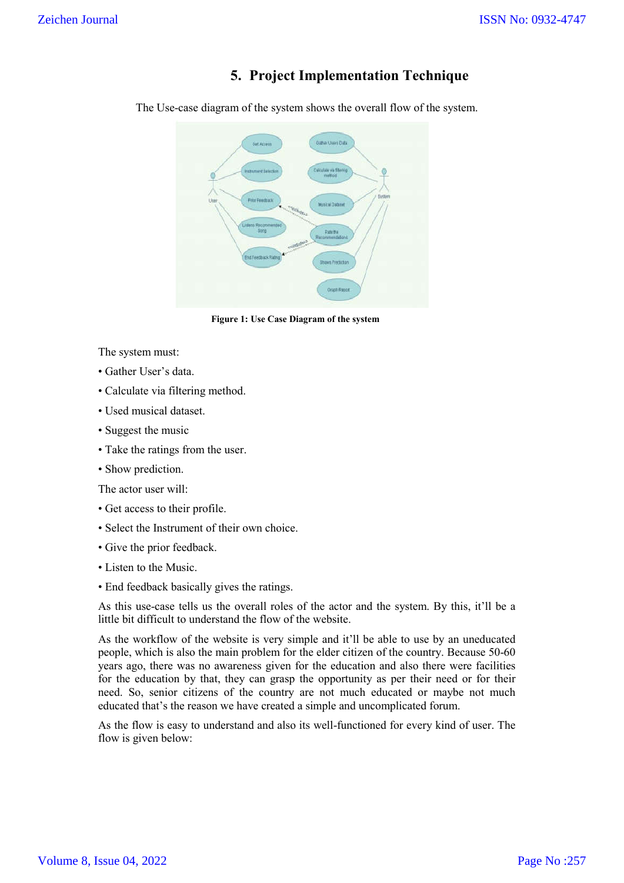## 5. Project Implementation Technique

The Use-case diagram of the system shows the overall flow of the system.

**Figure 1: Use Case Diagram of the system**

The system must:

- Gather User's data.
- Calculate via filtering method.
- Used musical dataset.
- Suggest the music
- Take the ratings from the user.
- Show prediction.

The actor user will:

- Get access to their profile.
- Select the Instrument of their own choice.
- Give the prior feedback.
- Listen to the Music.
- End feedback basically gives the ratings.

As this use-case tells us the overall roles of the actor and the system. By this, it'll be a little bit difficult to understand the flow of the website.

As the workflow of the website is very simple and it'll be able to use by an uneducated people, which is also the main problem for the elder citizen of the country. Because 50-60 years ago, there was no awareness given for the education and also there were facilities for the education by that, they can grasp the opportunity as per their need or for their need. So, senior citizens of the country are not much educated or maybe not much educated that's the reason we have created a simple and uncomplicated forum.

As the flow is easy to understand and also its well-functioned for every kind of user. The flow is given below: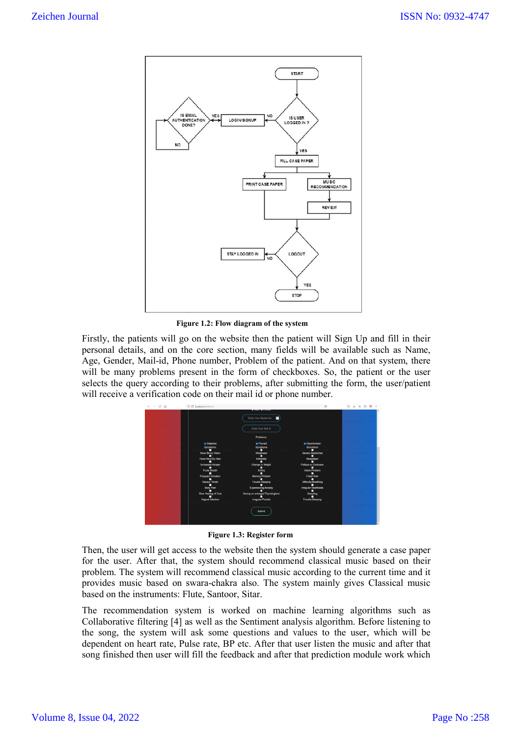Figure 1.2: Flow diagram of the system

Firstly, the patients will go on the website then the patient will Sign Up and fill in their personal details, and on the core section, many fields will be available such as Name, Age, Gender, Mail-id, Phone number, Problem of the patient. And on that system, there will be many problems present in the form of checkboxes. So, the patient or the user selects the query according to their problems, after submitting the form, the user/patient will receive a verification code on their mail id or phone number.

Figure 1.3: Register form

Then, the user will get access to the website then the system should generate a case paper for the user. After that, the system should recommend classical music based on their problem. The system will recommend classical music according to the current time and it provides music based on swara-chakra also. The system mainly gives Classical music based on the instruments: Flute, Santoor, Sitar.

The recommendation system is worked on machine learning algorithms such as Collaborative filtering [4] as well as the Sentiment analysis algorithm. Before listening to the song, the system will ask some questions and values to the user, which will be dependent on heart rate, Pulse rate, BP etc. After that user listen the music and after that song finished then user will fill the feedback and after that prediction module work which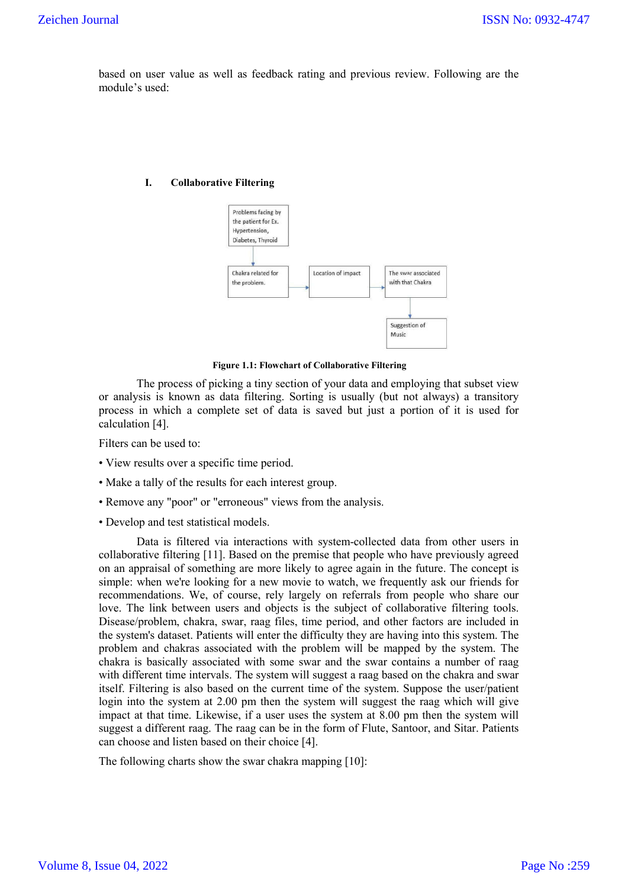based on user value as well as feedback rating and previous review. Following are the module's used:

### I. Collaborative Filtering

Problems facing by the patient for Ex. Hypertension, Diabetes, Thyroid

Chakra related for the problem.

Location of impact

The swar associated with that Chakra

Suggestion of Music

**Figure 1.1: Flowchart of Collaborative Filtering**

The process of picking a tiny section of your data and employing that subset view or analysis is known as data filtering. Sorting is usually (but not always) a transitory process in which a complete set of data is saved but just a portion of it is used for calculation [4].

Filters can be used to:

- View results over a specific time period.
- Make a tally of the results for each interest group.
- Remove any "poor" or "erroneous" views from the analysis.
- Develop and test statistical models.

Data is filtered via interactions with system-collected data from other users in collaborative filtering [11]. Based on the premise that people who have previously agreed on an appraisal of something are more likely to agree again in the future. The concept is simple: when we're looking for a new movie to watch, we frequently ask our friends for recommendations. We, of course, rely largely on referrals from people who share our love. The link between users and objects is the subject of collaborative filtering tools. Disease/problem, chakra, swar, raag files, time period, and other factors are included in the system's dataset. Patients will enter the difficulty they are having into this system. The problem and chakras associated with the problem will be mapped by the system. The chakra is basically associated with some swar and the swar contains a number of raag with different time intervals. The system will suggest a raag based on the chakra and swar itself. Filtering is also based on the current time of the system. Suppose the user/patient login into the system at 2.00 pm then the system will suggest the raag which will give impact at that time. Likewise, if a user uses the system at 8.00 pm then the system will suggest a different raag. The raag can be in the form of Flute, Santoor, and Sitar. Patients can choose and listen based on their choice [4].

The following charts show the swar chakra mapping [10]: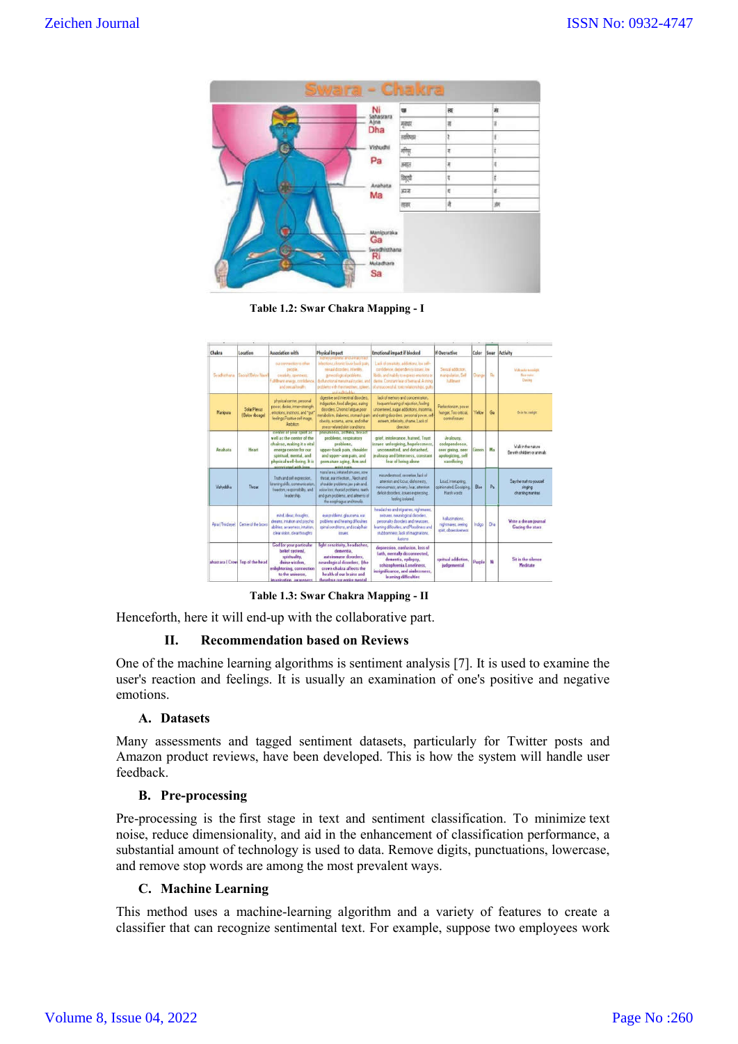Table 1.2: Swar Chakra Mapping - I

Table 1.3: Swar Chakra Mapping - II

Henceforth, here it will end-up with the collaborative part.

## II. Recommendation based on Reviews

One of the machine learning algorithms is sentiment analysis [7]. It is used to examine the user's reaction and feelings. It is usually an examination of one's positive and negative emotions.

### A. Datasets

Many assessments and tagged sentiment datasets, particularly for Twitter posts and Amazon product reviews, have been developed. This is how the system will handle user feedback.

### B. Pre-processing

Pre-processing is the first stage in text and sentiment classification. To minimize text noise, reduce dimensionality, and aid in the enhancement of classification performance, a substantial amount of technology is used to data. Remove digits, punctuations, lowercase, and remove stop words are among the most prevalent ways.

### C. Machine Learning

This method uses a machine-learning algorithm and a variety of features to create a classifier that can recognize sentimental text. For example, suppose two employees work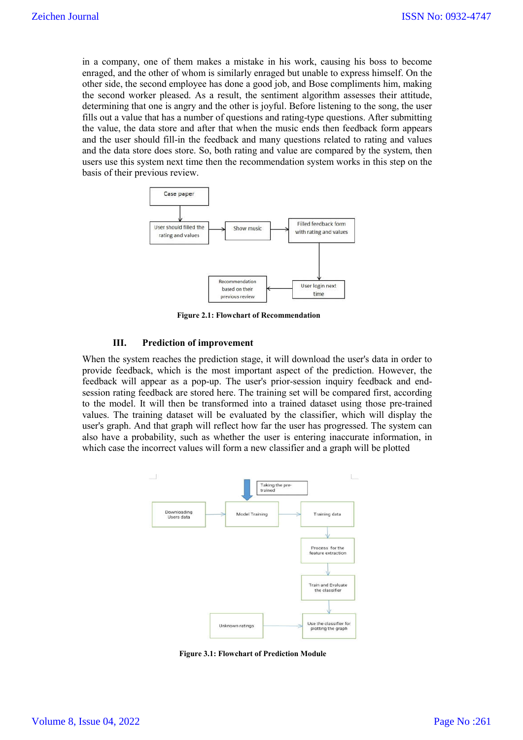in a company, one of them makes a mistake in his work, causing his boss to become enraged, and the other of whom is similarly enraged but unable to express himself. On the other side, the second employee has done a good job, and Bose compliments him, making the second worker pleased. As a result, the sentiment algorithm assesses their attitude, determining that one is angry and the other is joyful. Before listening to the song, the user fills out a value that has a number of questions and rating-type questions. After submitting the value, the data store and after that when the music ends then feedback form appears and the user should fill-in the feedback and many questions related to rating and values and the data store does store. So, both rating and value are compared by the system, then users use this system next time then the recommendation system works in this step on the basis of their previous review.

```
Case paper
   |
   v
User should filled the rating and values --> Show music --> Filled feedback form with rating and values
                                                                  |
                                                                  v
Recommendation based on their previous review <-- User login next time
```

**Figure 2.1: Flowchart of Recommendation**

## III. Prediction of improvement

When the system reaches the prediction stage, it will download the user's data in order to provide feedback, which is the most important aspect of the prediction. However, the feedback will appear as a pop-up. The user's prior-session inquiry feedback and end-session rating feedback are stored here. The training set will be compared first, according to the model. It will then be transformed into a trained dataset using those pre-trained values. The training dataset will be evaluated by the classifier, which will display the user's graph. And that graph will reflect how far the user has progressed. The system can also have a probability, such as whether the user is entering inaccurate information, in which case the incorrect values will form a new classifier and a graph will be plotted

```
                     Taking the pre-trained
                            |
                            v
Downloading Users data --> Model Training --> Training data
                                                  |
                                                  v
                                Process for the feature extraction
                                                  |
                                                  v
                                  Train and Evaluate the classifier
                                                  |
                                                  v
Unknown ratings --> Use the classifier for plotting the graph
```

**Figure 3.1: Flowchart of Prediction Module**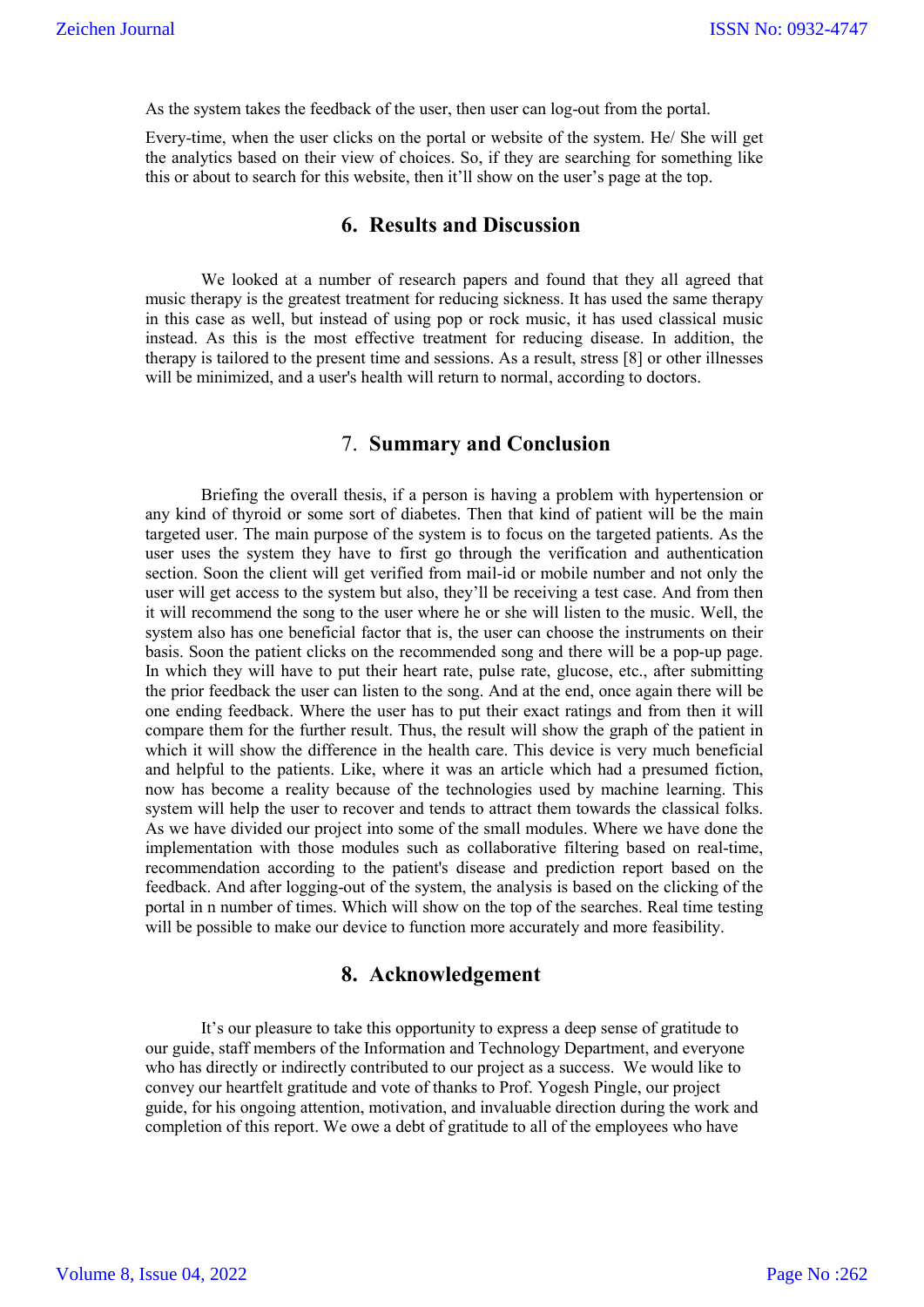As the system takes the feedback of the user, then user can log-out from the portal.

Every-time, when the user clicks on the portal or website of the system. He/ She will get the analytics based on their view of choices. So, if they are searching for something like this or about to search for this website, then it'll show on the user's page at the top.

## 6. Results and Discussion

We looked at a number of research papers and found that they all agreed that music therapy is the greatest treatment for reducing sickness. It has used the same therapy in this case as well, but instead of using pop or rock music, it has used classical music instead. As this is the most effective treatment for reducing disease. In addition, the therapy is tailored to the present time and sessions. As a result, stress [8] or other illnesses will be minimized, and a user's health will return to normal, according to doctors.

## 7. Summary and Conclusion

Briefing the overall thesis, if a person is having a problem with hypertension or any kind of thyroid or some sort of diabetes. Then that kind of patient will be the main targeted user. The main purpose of the system is to focus on the targeted patients. As the user uses the system they have to first go through the verification and authentication section. Soon the client will get verified from mail-id or mobile number and not only the user will get access to the system but also, they'll be receiving a test case. And from then it will recommend the song to the user where he or she will listen to the music. Well, the system also has one beneficial factor that is, the user can choose the instruments on their basis. Soon the patient clicks on the recommended song and there will be a pop-up page. In which they will have to put their heart rate, pulse rate, glucose, etc., after submitting the prior feedback the user can listen to the song. And at the end, once again there will be one ending feedback. Where the user has to put their exact ratings and from then it will compare them for the further result. Thus, the result will show the graph of the patient in which it will show the difference in the health care. This device is very much beneficial and helpful to the patients. Like, where it was an article which had a presumed fiction, now has become a reality because of the technologies used by machine learning. This system will help the user to recover and tends to attract them towards the classical folks. As we have divided our project into some of the small modules. Where we have done the implementation with those modules such as collaborative filtering based on real-time, recommendation according to the patient's disease and prediction report based on the feedback. And after logging-out of the system, the analysis is based on the clicking of the portal in n number of times. Which will show on the top of the searches. Real time testing will be possible to make our device to function more accurately and more feasibility.

## 8. Acknowledgement

It's our pleasure to take this opportunity to express a deep sense of gratitude to our guide, staff members of the Information and Technology Department, and everyone who has directly or indirectly contributed to our project as a success. We would like to convey our heartfelt gratitude and vote of thanks to Prof. Yogesh Pingle, our project guide, for his ongoing attention, motivation, and invaluable direction during the work and completion of this report. We owe a debt of gratitude to all of the employees who have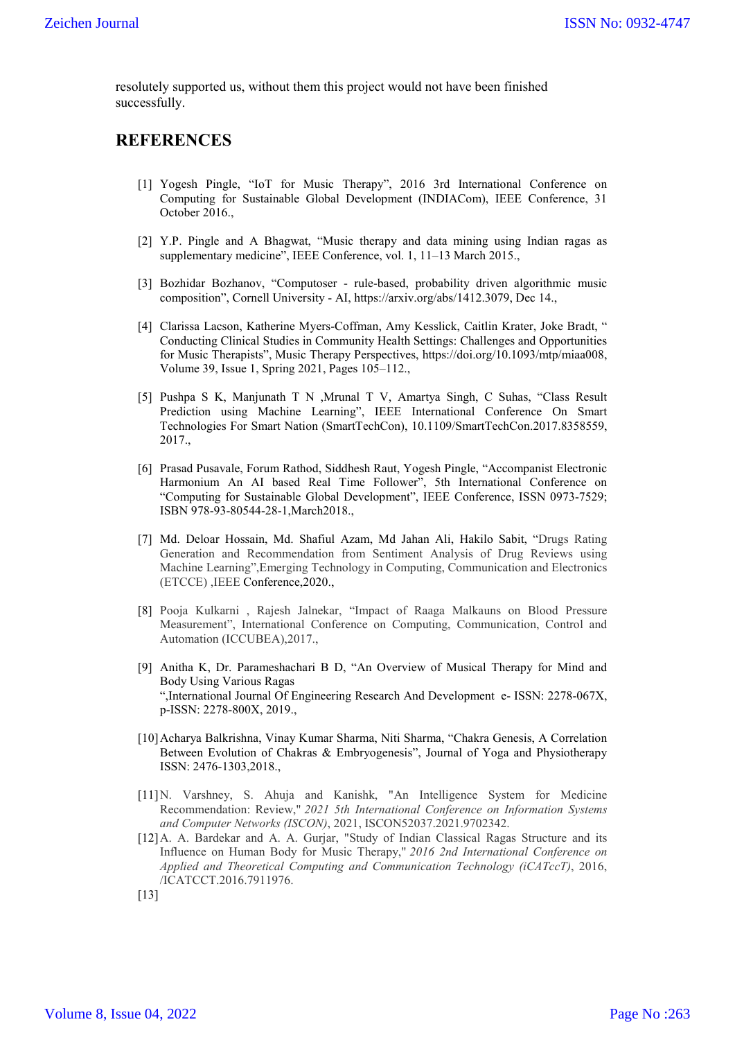resolutely supported us, without them this project would not have been finished successfully.

## REFERENCES

[1] Yogesh Pingle, "IoT for Music Therapy", 2016 3rd International Conference on Computing for Sustainable Global Development (INDIACom), IEEE Conference, 31 October 2016.,

[2] Y.P. Pingle and A Bhagwat, "Music therapy and data mining using Indian ragas as supplementary medicine", IEEE Conference, vol. 1, 11–13 March 2015.,

[3] Bozhidar Bozhanov, "Computoser - rule-based, probability driven algorithmic music composition", Cornell University - AI, https://arxiv.org/abs/1412.3079, Dec 14.,

[4] Clarissa Lacson, Katherine Myers-Coffman, Amy Kesslick, Caitlin Krater, Joke Bradt, " Conducting Clinical Studies in Community Health Settings: Challenges and Opportunities for Music Therapists", Music Therapy Perspectives, https://doi.org/10.1093/mtp/miaa008, Volume 39, Issue 1, Spring 2021, Pages 105–112.,

[5] Pushpa S K, Manjunath T N ,Mrunal T V, Amartya Singh, C Suhas, "Class Result Prediction using Machine Learning", IEEE International Conference On Smart Technologies For Smart Nation (SmartTechCon), 10.1109/SmartTechCon.2017.8358559, 2017.,

[6] Prasad Pusavale, Forum Rathod, Siddhesh Raut, Yogesh Pingle, "Accompanist Electronic Harmonium An AI based Real Time Follower", 5th International Conference on "Computing for Sustainable Global Development", IEEE Conference, ISSN 0973-7529; ISBN 978-93-80544-28-1,March2018.,

[7] Md. Deloar Hossain, Md. Shafiul Azam, Md Jahan Ali, Hakilo Sabit, "Drugs Rating Generation and Recommendation from Sentiment Analysis of Drug Reviews using Machine Learning",Emerging Technology in Computing, Communication and Electronics (ETCCE) ,IEEE Conference,2020.,

[8] Pooja Kulkarni , Rajesh Jalnekar, "Impact of Raaga Malkauns on Blood Pressure Measurement", International Conference on Computing, Communication, Control and Automation (ICCUBEA),2017.,

[9] Anitha K, Dr. Parameshachari B D, "An Overview of Musical Therapy for Mind and Body Using Various Ragas ",International Journal Of Engineering Research And Development e- ISSN: 2278-067X, p-ISSN: 2278-800X, 2019.,

[10] Acharya Balkrishna, Vinay Kumar Sharma, Niti Sharma, "Chakra Genesis, A Correlation Between Evolution of Chakras & Embryogenesis", Journal of Yoga and Physiotherapy ISSN: 2476-1303,2018.,

[11] N. Varshney, S. Ahuja and Kanishk, "An Intelligence System for Medicine Recommendation: Review," *2021 5th International Conference on Information Systems and Computer Networks (ISCON)*, 2021, ISCON52037.2021.9702342.

[12] A. A. Bardekar and A. A. Gurjar, "Study of Indian Classical Ragas Structure and its Influence on Human Body for Music Therapy," *2016 2nd International Conference on Applied and Theoretical Computing and Communication Technology (iCATccT)*, 2016, /ICATCCT.2016.7911976.

[13]